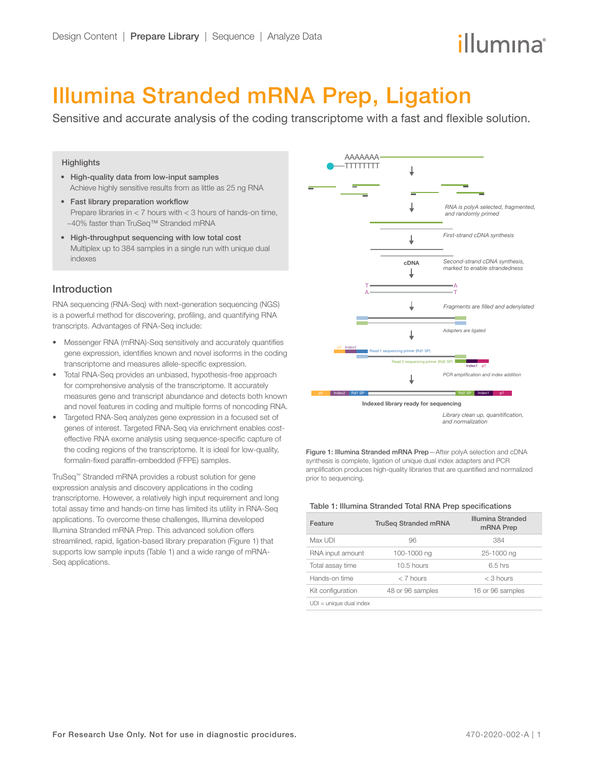# Illumina Stranded mRNA Prep, Ligation

Sensitive and accurate analysis of the coding transcriptome with a fast and flexible solution.

### Highlights

- **High-quality data from low-input samples**
  Achieve highly sensitive results from as little as 25 ng RNA
- **Fast library preparation workflow**
  Prepare libraries in < 7 hours with < 3 hours of hands-on time, ~40% faster than TruSeq™ Stranded mRNA
- **High-throughput sequencing with low total cost**
  Multiplex up to 384 samples in a single run with unique dual indexes

## Introduction

RNA sequencing (RNA-Seq) with next-generation sequencing (NGS) is a powerful method for discovering, profiling, and quantifying RNA transcripts. Advantages of RNA-Seq include:

- Messenger RNA (mRNA)-Seq sensitively and accurately quantifies gene expression, identifies known and novel isoforms in the coding transcriptome and measures allele-specific expression.
- Total RNA-Seq provides an unbiased, hypothesis-free approach for comprehensive analysis of the transcriptome. It accurately measures gene and transcript abundance and detects both known and novel features in coding and multiple forms of noncoding RNA.
- Targeted RNA-Seq analyzes gene expression in a focused set of genes of interest. Targeted RNA-Seq via enrichment enables cost-effective RNA exome analysis using sequence-specific capture of the coding regions of the transcriptome. It is ideal for low-quality, formalin-fixed paraffin-embedded (FFPE) samples.

TruSeq™ Stranded mRNA provides a robust solution for gene expression analysis and discovery applications in the coding transcriptome. However, a relatively high input requirement and long total assay time and hands-on time has limited its utility in RNA-Seq applications. To overcome these challenges, Illumina developed Illumina Stranded mRNA Prep. This advanced solution offers streamlined, rapid, ligation-based library preparation (Figure 1) that supports low sample inputs (Table 1) and a wide range of mRNA-Seq applications.

AAAAAAA / TTTTTTTT

*RNA is polyA selected, fragmented, and randomly primed*

*First-strand cDNA synthesis*

cDNA — *Second-strand cDNA synthesis, marked to enable strandedness*

*Fragments are filled and adenylated*

*Adapters are ligated*

p5, Index2, Read 1 sequencing primer (Rd1 SP), Read 2 sequencing primer (Rd2 SP), Index1, p7

*PCR amplification and index addition*

p5 | Index2 | Rd1 SP | Rd2 SP | Index1 | p7

**Indexed library ready for sequencing**

*Library clean up, quanitification, and normalization*

**Figure 1: Illumina Stranded mRNA Prep**—After polyA selection and cDNA synthesis is complete, ligation of unique dual index adapters and PCR amplification produces high-quality libraries that are quantified and normalized prior to sequencing.

**Table 1: Illumina Stranded Total RNA Prep specifications**

| Feature | TruSeq Stranded mRNA | Illumina Stranded mRNA Prep |
|---|---|---|
| Max UDI | 96 | 384 |
| RNA input amount | 100-1000 ng | 25-1000 ng |
| Total assay time | 10.5 hours | 6.5 hrs |
| Hands-on time | < 7 hours | < 3 hours |
| Kit configuration | 48 or 96 samples | 16 or 96 samples |

UDI = unique dual index

For Research Use Only. Not for use in diagnostic procedures.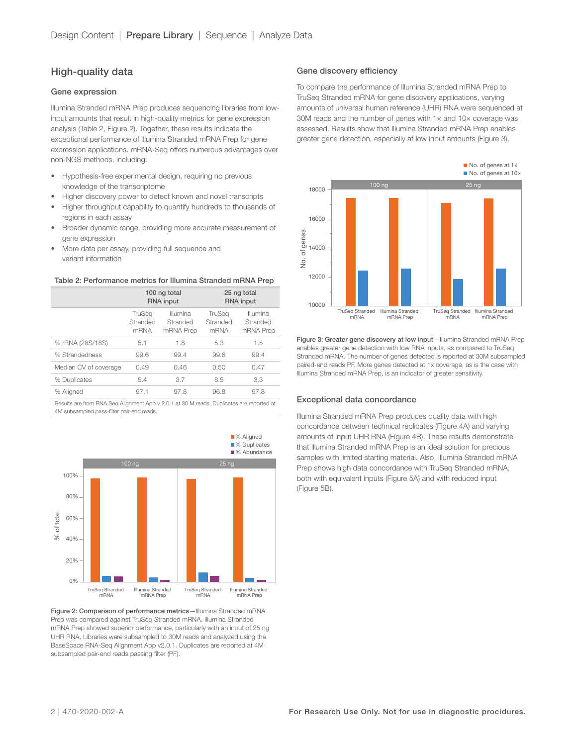## High-quality data

### Gene expression

Illumina Stranded mRNA Prep produces sequencing libraries from low-input amounts that result in high-quality metrics for gene expression analysis (Table 2, Figure 2). Together, these results indicate the exceptional performance of Illumina Stranded mRNA Prep for gene expression applications. mRNA-Seq offers numerous advantages over non-NGS methods, including:

- Hypothesis-free experimental design, requiring no previous knowledge of the transcriptome
- Higher discovery power to detect known and novel transcripts
- Higher throughput capability to quantify hundreds to thousands of regions in each assay
- Broader dynamic range, providing more accurate measurement of gene expression
- More data per assay, providing full sequence and variant information

**Table 2: Performance metrics for Illumina Stranded mRNA Prep**

| | 100 ng total RNA input | | 25 ng total RNA input | |
|---|---|---|---|---|
| | TruSeq Stranded mRNA | Illumina Stranded mRNA Prep | TruSeq Stranded mRNA | Illumina Stranded mRNA Prep |
| % rRNA (28S/18S) | 5.1 | 1.8 | 5.3 | 1.5 |
| % Strandedness | 99.6 | 99.4 | 99.6 | 99.4 |
| Median CV of coverage | 0.49 | 0.46 | 0.50 | 0.47 |
| % Duplicates | 5.4 | 3.7 | 8.5 | 3.3 |
| % Aligned | 97.1 | 97.8 | 96.8 | 97.8 |

Results are from RNA Seq Alignment App v 2.0.1 at 30 M reads. Duplicates are reported at 4M subsampled pass-filter pair-end reads.

**Figure 2: Comparison of performance metrics**—Illumina Stranded mRNA Prep was compared against TruSeq Stranded mRNA. Illumina Stranded mRNA Prep showed superior performance, particularly with an input of 25 ng UHR RNA. Libraries were subsampled to 30M reads and analyzed using the BaseSpace RNA-Seq Alignment App v2.0.1. Duplicates are reported at 4M subsampled pair-end reads passing filter (PF).

### Gene discovery efficiency

To compare the performance of Illumina Stranded mRNA Prep to TruSeq Stranded mRNA for gene discovery applications, varying amounts of universal human reference (UHR) RNA were sequenced at 30M reads and the number of genes with 1× and 10× coverage was assessed. Results show that Illumina Stranded mRNA Prep enables greater gene detection, especially at low input amounts (Figure 3).

**Figure 3: Greater gene discovery at low input**—Illumina Stranded mRNA Prep enables greater gene detection with low RNA inputs, as compared to TruSeq Stranded mRNA. The number of genes detected is reported at 30M subsampled paired-end reads PF. More genes detected at 1x coverage, as is the case with Illumina Stranded mRNA Prep, is an indicator of greater sensitivity.

### Exceptional data concordance

Illumina Stranded mRNA Prep produces quality data with high concordance between technical replicates (Figure 4A) and varying amounts of input UHR RNA (Figure 4B). These results demonstrate that Illumina Stranded mRNA Prep is an ideal solution for precious samples with limited starting material. Also, Illumina Stranded mRNA Prep shows high data concordance with TruSeq Stranded mRNA, both with equivalent inputs (Figure 5A) and with reduced input (Figure 5B).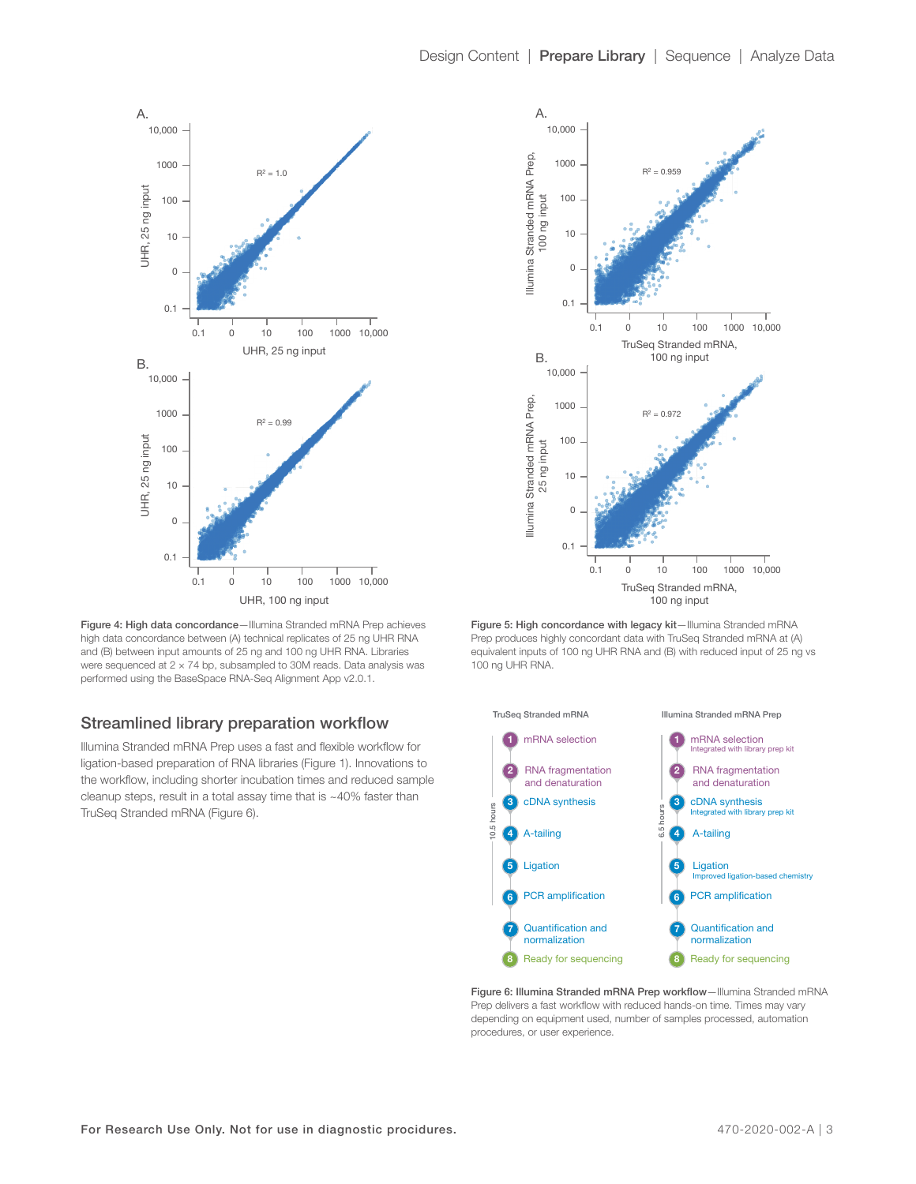**Figure 4: High data concordance**—Illumina Stranded mRNA Prep achieves high data concordance between (A) technical replicates of 25 ng UHR RNA and (B) between input amounts of 25 ng and 100 ng UHR RNA. Libraries were sequenced at 2 × 74 bp, subsampled to 30M reads. Data analysis was performed using the BaseSpace RNA-Seq Alignment App v2.0.1.

**Figure 5: High concordance with legacy kit**—Illumina Stranded mRNA Prep produces highly concordant data with TruSeq Stranded mRNA at (A) equivalent inputs of 100 ng UHR RNA and (B) with reduced input of 25 ng vs 100 ng UHR RNA.

## Streamlined library preparation workflow

Illumina Stranded mRNA Prep uses a fast and flexible workflow for ligation-based preparation of RNA libraries (Figure 1). Innovations to the workflow, including shorter incubation times and reduced sample cleanup steps, result in a total assay time that is ~40% faster than TruSeq Stranded mRNA (Figure 6).

| TruSeq Stranded mRNA (10.5 hours) | Illumina Stranded mRNA Prep (6.5 hours) |
| --- | --- |
| 1 mRNA selection | 1 mRNA selection (Integrated with library prep kit) |
| 2 RNA fragmentation and denaturation | 2 RNA fragmentation and denaturation |
| 3 cDNA synthesis | 3 cDNA synthesis (Integrated with library prep kit) |
| 4 A-tailing | 4 A-tailing |
| 5 Ligation | 5 Ligation (Improved ligation-based chemistry) |
| 6 PCR amplification | 6 PCR amplification |
| 7 Quantification and normalization | 7 Quantification and normalization |
| 8 Ready for sequencing | 8 Ready for sequencing |

**Figure 6: Illumina Stranded mRNA Prep workflow**—Illumina Stranded mRNA Prep delivers a fast workflow with reduced hands-on time. Times may vary depending on equipment used, number of samples processed, automation procedures, or user experience.

For Research Use Only. Not for use in diagnostic procedures.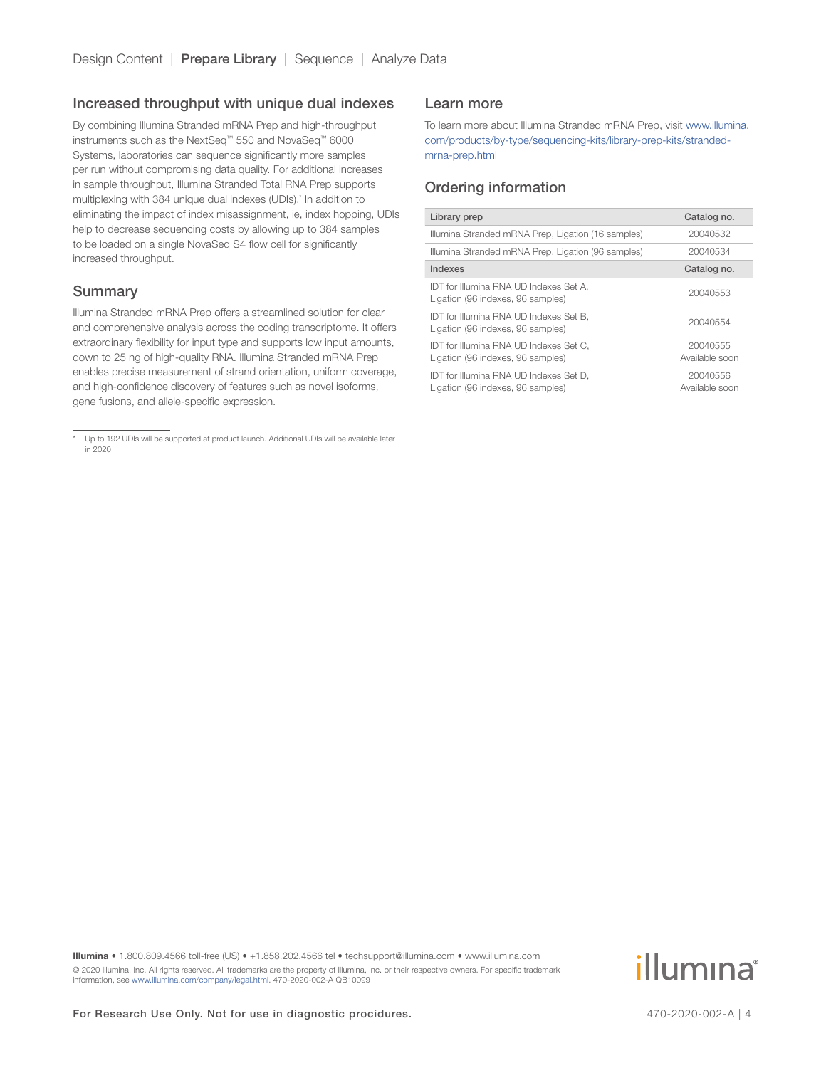## Increased throughput with unique dual indexes

By combining Illumina Stranded mRNA Prep and high-throughput instruments such as the NextSeq™ 550 and NovaSeq™ 6000 Systems, laboratories can sequence significantly more samples per run without compromising data quality. For additional increases in sample throughput, Illumina Stranded Total RNA Prep supports multiplexing with 384 unique dual indexes (UDIs).* In addition to eliminating the impact of index misassignment, ie, index hopping, UDIs help to decrease sequencing costs by allowing up to 384 samples to be loaded on a single NovaSeq S4 flow cell for significantly increased throughput.

## Summary

Illumina Stranded mRNA Prep offers a streamlined solution for clear and comprehensive analysis across the coding transcriptome. It offers extraordinary flexibility for input type and supports low input amounts, down to 25 ng of high-quality RNA. Illumina Stranded mRNA Prep enables precise measurement of strand orientation, uniform coverage, and high-confidence discovery of features such as novel isoforms, gene fusions, and allele-specific expression.

\* Up to 192 UDIs will be supported at product launch. Additional UDIs will be available later in 2020

## Learn more

To learn more about Illumina Stranded mRNA Prep, visit www.illumina.com/products/by-type/sequencing-kits/library-prep-kits/stranded-mrna-prep.html

## Ordering information

| Library prep | Catalog no. |
|---|---|
| Illumina Stranded mRNA Prep, Ligation (16 samples) | 20040532 |
| Illumina Stranded mRNA Prep, Ligation (96 samples) | 20040534 |
| **Indexes** | **Catalog no.** |
| IDT for Illumina RNA UD Indexes Set A, Ligation (96 indexes, 96 samples) | 20040553 |
| IDT for Illumina RNA UD Indexes Set B, Ligation (96 indexes, 96 samples) | 20040554 |
| IDT for Illumina RNA UD Indexes Set C, Ligation (96 indexes, 96 samples) | 20040555 Available soon |
| IDT for Illumina RNA UD Indexes Set D, Ligation (96 indexes, 96 samples) | 20040556 Available soon |

**Illumina** • 1.800.809.4566 toll-free (US) • +1.858.202.4566 tel • techsupport@illumina.com • www.illumina.com

© 2020 Illumina, Inc. All rights reserved. All trademarks are the property of Illumina, Inc. or their respective owners. For specific trademark information, see www.illumina.com/company/legal.html. 470-2020-002-A QB10099

For Research Use Only. Not for use in diagnostic procedures.